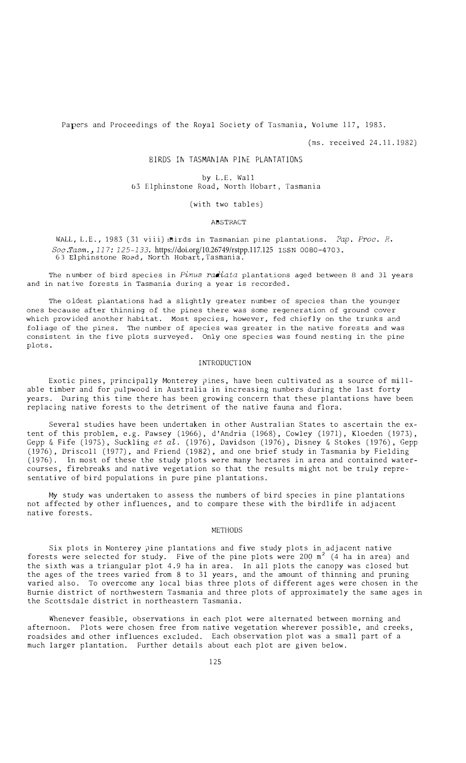Papers and Proceedings of the Royal Society of Tasmania, Volume 117, 1983.

(ms. received 24.11.1982)

# BIRDS IN TASMANIAN PINE PLANTATIONS

by L.E. Wall
63 Elphinstone Road, North Hobart, Tasmania

(with two tables)

## ABSTRACT

WALL, L.E., 1983 (31 viii): Birds in Tasmanian pine plantations. *Pap. Proc. R. Soc. Tasm.*, *117*: 125-133. https://doi.org/10.26749/rstpp.117.125 ISSN 0080-4703. 63 Elphinstone Road, North Hobart, Tasmania.

The number of bird species in *Pinus radiata* plantations aged between 8 and 31 years and in native forests in Tasmania during a year is recorded.

The oldest plantations had a slightly greater number of species than the younger ones because after thinning of the pines there was some regeneration of ground cover which provided another habitat. Most species, however, fed chiefly on the trunks and foliage of the pines. The number of species was greater in the native forests and was consistent in the five plots surveyed. Only one species was found nesting in the pine plots.

## INTRODUCTION

Exotic pines, principally Monterey pines, have been cultivated as a source of millable timber and for pulpwood in Australia in increasing numbers during the last forty years. During this time there has been growing concern that these plantations have been replacing native forests to the detriment of the native fauna and flora.

Several studies have been undertaken in other Australian States to ascertain the extent of this problem, e.g. Pawsey (1966), d'Andria (1968), Cowley (1971), Kloeden (1973), Gepp & Fife (1975), Suckling *et al.* (1976), Davidson (1976), Disney & Stokes (1976), Gepp (1976), Driscoll (1977), and Friend (1982), and one brief study in Tasmania by Fielding (1976). In most of these the study plots were many hectares in area and contained watercourses, firebreaks and native vegetation so that the results might not be truly representative of bird populations in pure pine plantations.

My study was undertaken to assess the numbers of bird species in pine plantations not affected by other influences, and to compare these with the birdlife in adjacent native forests.

## METHODS

Six plots in Monterey pine plantations and five study plots in adjacent native forests were selected for study. Five of the pine plots were 200 $m^2$ (4 ha in area) and the sixth was a triangular plot 4.9 ha in area. In all plots the canopy was closed but the ages of the trees varied from 8 to 31 years, and the amount of thinning and pruning varied also. To overcome any local bias three plots of different ages were chosen in the Burnie district of northwestern Tasmania and three plots of approximately the same ages in the Scottsdale district in northeastern Tasmania.

Whenever feasible, observations in each plot were alternated between morning and afternoon. Plots were chosen free from native vegetation wherever possible, and creeks, roadsides and other influences excluded. Each observation plot was a small part of a much larger plantation. Further details about each plot are given below.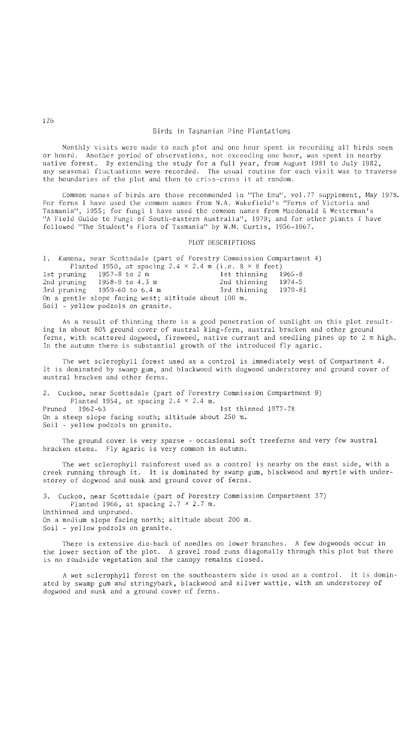Monthly visits were made to each plot and one hour spent in recording all birds seen or heard. Another period of observations, not exceeding one hour, was spent in nearby native forest. By extending the study for a full year, from August 1981 to July 1982, any seasonal fluctuations were recorded. The usual routine for each visit was to traverse the boundaries of the plot and then to criss-cross it at random.

Common names of birds are those recommended in "The Emu", vol.77 supplement, May 1978. For ferns I have used the common names from N.A. Wakefield's "Ferns of Victoria and Tasmania", 1955; for fungi I have used the common names from Macdonald & Westerman's "A Field Guide to Fungi of South-eastern Australia", 1979; and for other plants I have followed "The Student's Flora of Tasmania" by W.M. Curtis, 1956-1967.

## PLOT DESCRIPTIONS

1. Kamona, near Scottsdale (part of Forestry Commission Compartment 4)
   Planted 1950, at spacing 2.4 × 2.4 m (i.e. 8 × 8 feet)

| | | | |
|---|---|---|---|
| 1st pruning | 1957-8 to 2 m | 1st thinning | 1965-8 |
| 2nd pruning | 1958-9 to 4.3 m | 2nd thinning | 1974-5 |
| 3rd pruning | 1959-60 to 6.4 m | 3rd thinning | 1979-81 |

On a gentle slope facing west; altitude about 100 m.
Soil - yellow podzols on granite.

As a result of thinning there is a good penetration of sunlight on this plot resulting in about 80% ground cover of austral king-fern, austral bracken and other ground ferns, with scattered dogwood, fireweed, native currant and seedling pines up to 2 m high. In the autumn there is substantial growth of the introduced fly agaric.

The wet sclerophyll forest used as a control is immediately west of Compartment 4. It is dominated by swamp gum, and blackwood with dogwood understorey and ground cover of austral bracken and other ferns.

2. Cuckoo, near Scottsdale (part of Forestry Commission Compartment 9)
   Planted 1954, at spacing 2.4 × 2.4 m.
   Pruned 1962-63 &nbsp;&nbsp;&nbsp; 1st thinned 1977-78
   On a steep slope facing south; altitude about 250 m.
   Soil - yellow podzols on granite.

The ground cover is very sparse - occasional soft treeferns and very few austral bracken stems. Fly agaric is very common in autumn.

The wet sclerophyll rainforest used as a control is nearby on the east side, with a creek running through it. It is dominated by swamp gum, blackwood and myrtle with understorey of dogwood and musk and ground cover of ferns.

3. Cuckoo, near Scottsdale (part of Forestry Commission Compartment 37)
   Planted 1966, at spacing 2.7 × 2.7 m.
   Unthinned and unpruned.
   On a medium slope facing north; altitude about 200 m.
   Soil - yellow podzols on granite.

There is extensive die-back of needles on lower branches. A few dogwoods occur in the lower section of the plot. A gravel road runs diagonally through this plot but there is no roadside vegetation and the canopy remains closed.

A wet sclerophyll forest on the southeastern side is used as a control. It is dominated by swamp gum and stringybark, blackwood and silver wattle, with an understorey of dogwood and musk and a ground cover of ferns.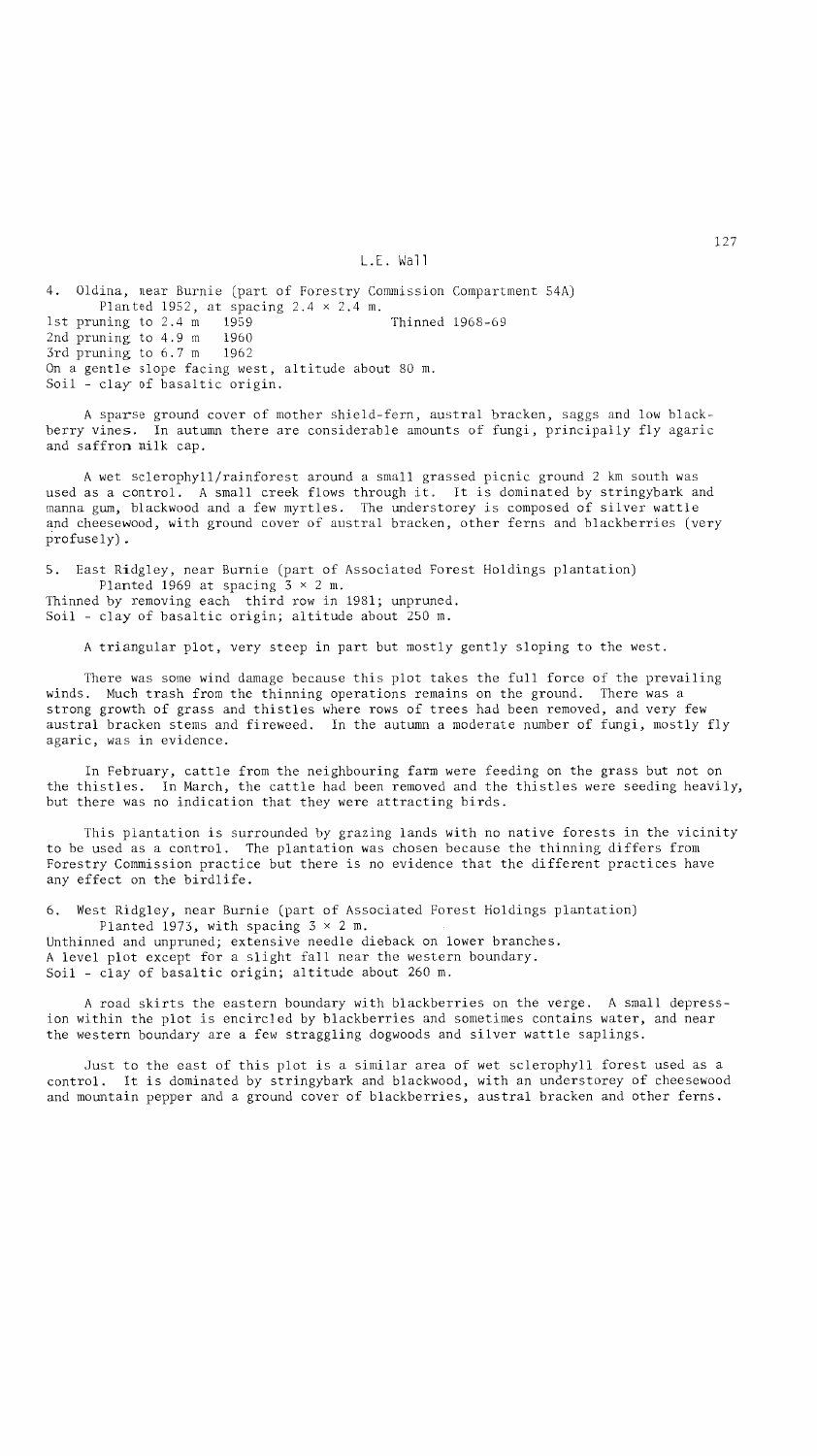4. Oldina, near Burnie (part of Forestry Commission Compartment 54A)
 Planted 1952, at spacing 2.4 × 2.4 m.
1st pruning to 2.4 m 1959 Thinned 1968-69
2nd pruning to 4.9 m 1960
3rd pruning to 6.7 m 1962
On a gentle slope facing west, altitude about 80 m.
Soil - clay of basaltic origin.

A sparse ground cover of mother shield-fern, austral bracken, saggs and low blackberry vines. In autumn there are considerable amounts of fungi, principally fly agaric and saffron milk cap.

A wet sclerophyll/rainforest around a small grassed picnic ground 2 km south was used as a control. A small creek flows through it. It is dominated by stringybark and manna gum, blackwood and a few myrtles. The understorey is composed of silver wattle and cheesewood, with ground cover of austral bracken, other ferns and blackberries (very profusely).

5. East Ridgley, near Burnie (part of Associated Forest Holdings plantation)
 Planted 1969 at spacing 3 × 2 m.
Thinned by removing each third row in 1981; unpruned.
Soil - clay of basaltic origin; altitude about 250 m.

A triangular plot, very steep in part but mostly gently sloping to the west.

There was some wind damage because this plot takes the full force of the prevailing winds. Much trash from the thinning operations remains on the ground. There was a strong growth of grass and thistles where rows of trees had been removed, and very few austral bracken stems and fireweed. In the autumn a moderate number of fungi, mostly fly agaric, was in evidence.

In February, cattle from the neighbouring farm were feeding on the grass but not on the thistles. In March, the cattle had been removed and the thistles were seeding heavily, but there was no indication that they were attracting birds.

This plantation is surrounded by grazing lands with no native forests in the vicinity to be used as a control. The plantation was chosen because the thinning differs from Forestry Commission practice but there is no evidence that the different practices have any effect on the birdlife.

6. West Ridgley, near Burnie (part of Associated Forest Holdings plantation)
 Planted 1973, with spacing 3 × 2 m.
Unthinned and unpruned; extensive needle dieback on lower branches.
A level plot except for a slight fall near the western boundary.
Soil - clay of basaltic origin; altitude about 260 m.

A road skirts the eastern boundary with blackberries on the verge. A small depression within the plot is encircled by blackberries and sometimes contains water, and near the western boundary are a few straggling dogwoods and silver wattle saplings.

Just to the east of this plot is a similar area of wet sclerophyll forest used as a control. It is dominated by stringybark and blackwood, with an understorey of cheesewood and mountain pepper and a ground cover of blackberries, austral bracken and other ferns.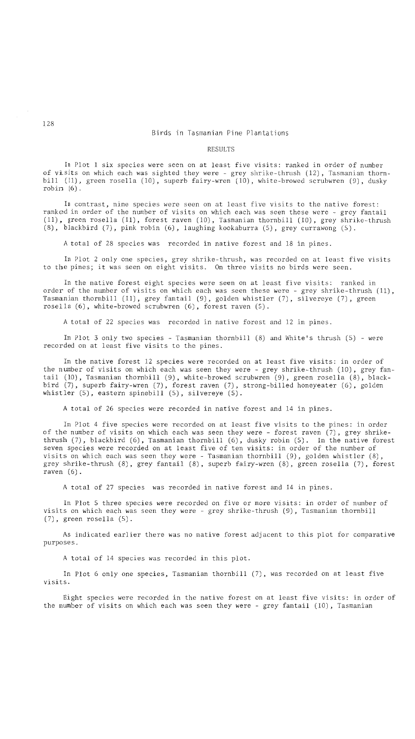## RESULTS

In Plot 1 six species were seen on at least five visits: ranked in order of number of visits on which each was sighted they were - grey shrike-thrush (12), Tasmanian thornbill (11), green rosella (10), superb fairy-wren (10), white-browed scrubwren (9), dusky robin (6).

In contrast, nine species were seen on at least five visits to the native forest: ranked in order of the number of visits on which each was seen these were - grey fantail (11), green rosella (11), forest raven (10), Tasmanian thornbill (10), grey shrike-thrush (8), blackbird (7), pink robin (6), laughing kookaburra (5), grey currawong (5).

A total of 28 species was recorded in native forest and 18 in pines.

In Plot 2 only one species, grey shrike-thrush, was recorded on at least five visits to the pines; it was seen on eight visits. On three visits no birds were seen.

In the native forest eight species were seen on at least five visits: ranked in order of the number of visits on which each was seen these were - grey shrike-thrush (11), Tasmanian thornbill (11), grey fantail (9), golden whistler (7), silvereye (7), green rosella (6), white-browed scrubwren (6), forest raven (5).

A total of 22 species was recorded in native forest and 12 in pines.

In Plot 3 only two species - Tasmanian thornbill (8) and White's thrush (5) - were recorded on at least five visits to the pines.

In the native forest 12 species were recorded on at least five visits: in order of the number of visits on which each was seen they were - grey shrike-thrush (10), grey fantail (10), Tasmanian thornbill (9), white-browed scrubwren (9), green rosella (8), blackbird (7), superb fairy-wren (7), forest raven (7), strong-billed honeyeater (6), golden whistler (5), eastern spinebill (5), silvereye (5).

A total of 26 species were recorded in native forest and 14 in pines.

In Plot 4 five species were recorded on at least five visits to the pines: in order of the number of visits on which each was seen they were - forest raven (7), grey shrike-thrush (7), blackbird (6), Tasmanian thornbill (6), dusky robin (5). In the native forest seven species were recorded on at least five of ten visits: in order of the number of visits on which each was seen they were - Tasmanian thornbill (9), golden whistler (8), grey shrike-thrush (8), grey fantail (8), superb fairy-wren (8), green rosella (7), forest raven (6).

A total of 27 species was recorded in native forest and 14 in pines.

In Plot 5 three species were recorded on five or more visits: in order of number of visits on which each was seen they were - grey shrike-thrush (9), Tasmanian thornbill (7), green rosella (5).

As indicated earlier there was no native forest adjacent to this plot for comparative purposes.

A total of 14 species was recorded in this plot.

In Plot 6 only one species, Tasmanian thornbill (7), was recorded on at least five visits.

Eight species were recorded in the native forest on at least five visits: in order of the number of visits on which each was seen they were - grey fantail (10), Tasmanian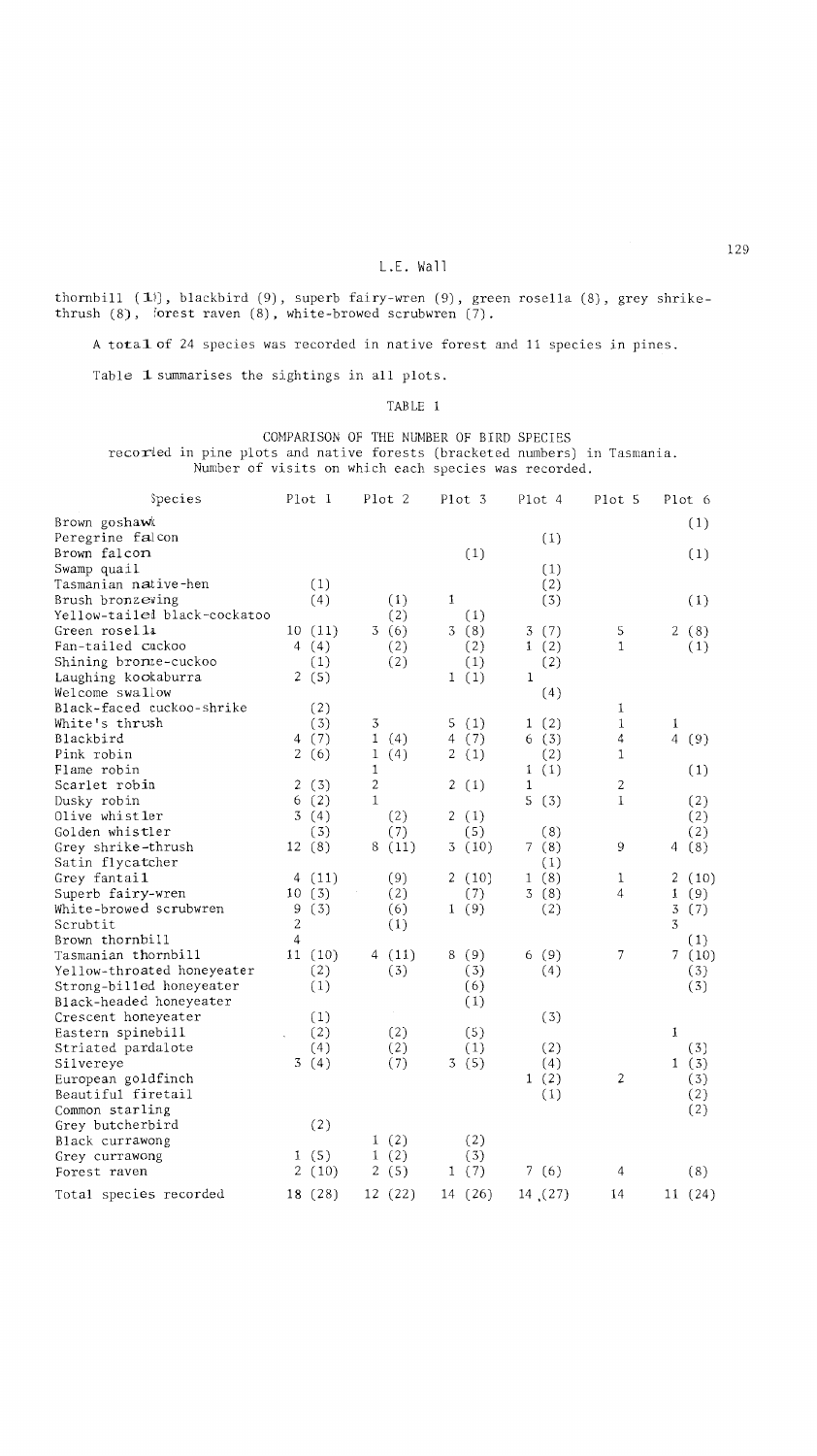thornbill (11), blackbird (9), superb fairy-wren (9), green rosella (8), grey shrike-thrush (8), forest raven (8), white-browed scrubwren (7).

A total of 24 species was recorded in native forest and 11 species in pines.

Table 1 summarises the sightings in all plots.

TABLE 1

COMPARISON OF THE NUMBER OF BIRD SPECIES recorded in pine plots and native forests (bracketed numbers) in Tasmania. Number of visits on which each species was recorded.

| Species | Plot 1 | Plot 2 | Plot 3 | Plot 4 | Plot 5 | Plot 6 |
|---|---|---|---|---|---|---|
| Brown goshawk | | | | | | (1) |
| Peregrine falcon | | | | (1) | | |
| Brown falcon | | | (1) | | | (1) |
| Swamp quail | | | | (1) | | |
| Tasmanian native-hen | (1) | | | (2) | | |
| Brush bronzewing | (4) | (1) | 1 | (3) | | (1) |
| Yellow-tailed black-cockatoo | | (2) | (1) | | | |
| Green rosella | 10 (11) | 3 (6) | 3 (8) | 3 (7) | 5 | 2 (8) |
| Fan-tailed cuckoo | 4 (4) | (2) | (2) | 1 (2) | 1 | (1) |
| Shining bronze-cuckoo | (1) | (2) | (1) | (2) | | |
| Laughing kookaburra | 2 (5) | | 1 (1) | 1 | | |
| Welcome swallow | | | | (4) | | |
| Black-faced cuckoo-shrike | (2) | | | | 1 | |
| White's thrush | (3) | 3 | 5 (1) | 1 (2) | 1 | 1 |
| Blackbird | 4 (7) | 1 (4) | 4 (7) | 6 (3) | 4 | 4 (9) |
| Pink robin | 2 (6) | 1 (4) | 2 (1) | (2) | 1 | |
| Flame robin | | 1 | | 1 (1) | | (1) |
| Scarlet robin | 2 (3) | 2 | 2 (1) | 1 | 2 | |
| Dusky robin | 6 (2) | 1 | | 5 (3) | 1 | (2) |
| Olive whistler | 3 (4) | (2) | 2 (1) | | | (2) |
| Golden whistler | (3) | (7) | (5) | (8) | | (2) |
| Grey shrike-thrush | 12 (8) | 8 (11) | 3 (10) | 7 (8) | 9 | 4 (8) |
| Satin flycatcher | | | | (1) | | |
| Grey fantail | 4 (11) | (9) | 2 (10) | 1 (8) | 1 | 2 (10) |
| Superb fairy-wren | 10 (3) | (2) | (7) | 3 (8) | 4 | 1 (9) |
| White-browed scrubwren | 9 (3) | (6) | 1 (9) | (2) | | 3 (7) |
| Scrubtit | 2 | (1) | | | | 3 |
| Brown thornbill | 4 | | | | | (1) |
| Tasmanian thornbill | 11 (10) | 4 (11) | 8 (9) | 6 (9) | 7 | 7 (10) |
| Yellow-throated honeyeater | (2) | (3) | (3) | (4) | | (3) |
| Strong-billed honeyeater | (1) | | (6) | | | (3) |
| Black-headed honeyeater | | | (1) | | | |
| Crescent honeyeater | (1) | | | (3) | | |
| Eastern spinebill | (2) | (2) | (5) | | | 1 |
| Striated pardalote | (4) | (2) | (1) | (2) | | (3) |
| Silvereye | 3 (4) | (7) | 3 (5) | (4) | | 1 (3) |
| European goldfinch | | | | 1 (2) | 2 | (3) |
| Beautiful firetail | | | | (1) | | (2) |
| Common starling | | | | | | (2) |
| Grey butcherbird | (2) | | | | | |
| Black currawong | | 1 (2) | (2) | | | |
| Grey currawong | 1 (5) | 1 (2) | (3) | | | |
| Forest raven | 2 (10) | 2 (5) | 1 (7) | 7 (6) | 4 | (8) |
| Total species recorded | 18 (28) | 12 (22) | 14 (26) | 14 (27) | 14 | 11 (24) |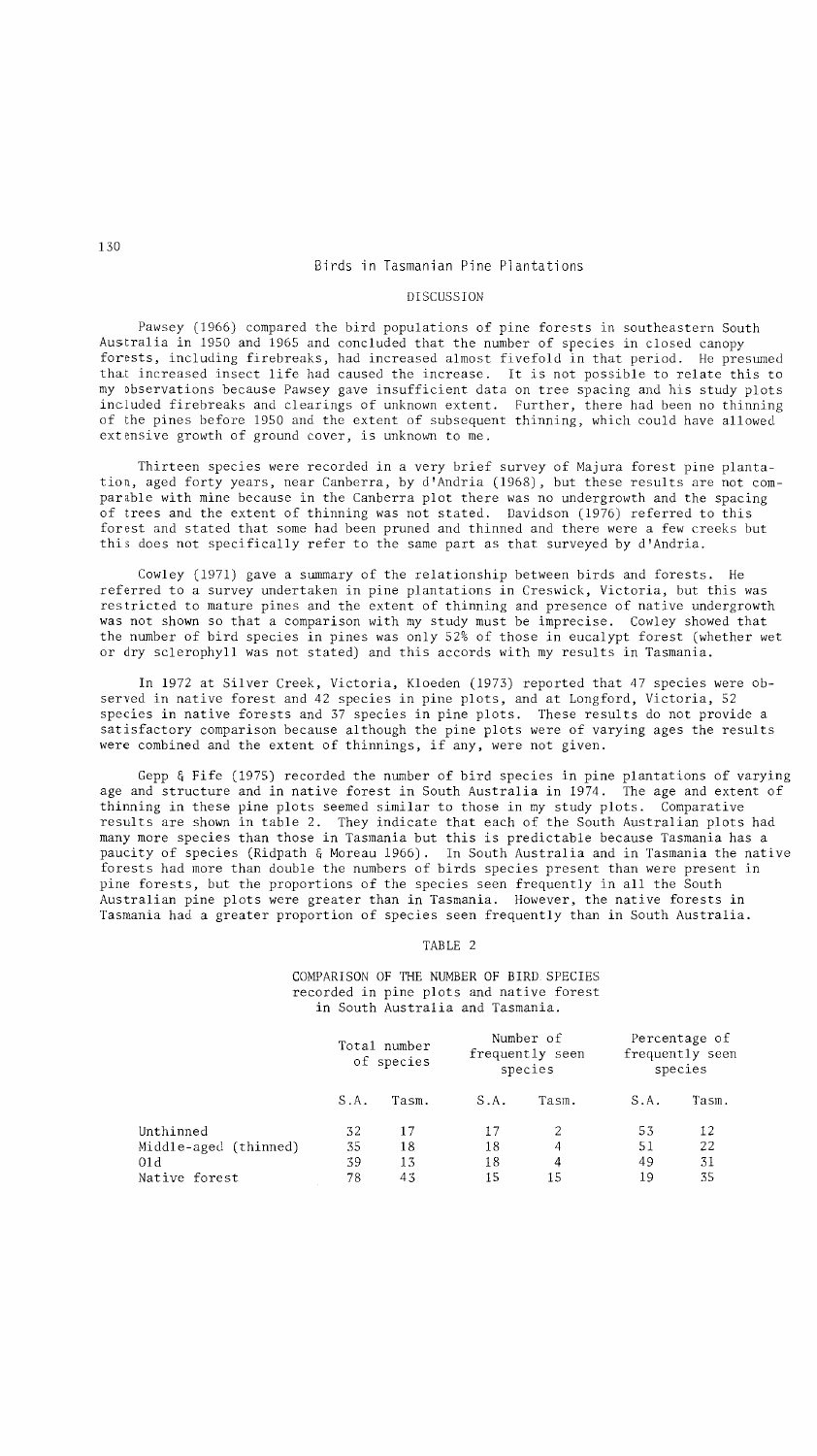## DISCUSSION

Pawsey (1966) compared the bird populations of pine forests in southeastern South Australia in 1950 and 1965 and concluded that the number of species in closed canopy forests, including firebreaks, had increased almost fivefold in that period. He presumed that increased insect life had caused the increase. It is not possible to relate this to my observations because Pawsey gave insufficient data on tree spacing and his study plots included firebreaks and clearings of unknown extent. Further, there had been no thinning of the pines before 1950 and the extent of subsequent thinning, which could have allowed extensive growth of ground cover, is unknown to me.

Thirteen species were recorded in a very brief survey of Majura forest pine plantation, aged forty years, near Canberra, by d'Andria (1968), but these results are not comparable with mine because in the Canberra plot there was no undergrowth and the spacing of trees and the extent of thinning was not stated. Davidson (1976) referred to this forest and stated that some had been pruned and thinned and there were a few creeks but this does not specifically refer to the same part as that surveyed by d'Andria.

Cowley (1971) gave a summary of the relationship between birds and forests. He referred to a survey undertaken in pine plantations in Creswick, Victoria, but this was restricted to mature pines and the extent of thinning and presence of native undergrowth was not shown so that a comparison with my study must be imprecise. Cowley showed that the number of bird species in pines was only 52% of those in eucalypt forest (whether wet or dry sclerophyll was not stated) and this accords with my results in Tasmania.

In 1972 at Silver Creek, Victoria, Kloeden (1973) reported that 47 species were observed in native forest and 42 species in pine plots, and at Longford, Victoria, 52 species in native forests and 37 species in pine plots. These results do not provide a satisfactory comparison because although the pine plots were of varying ages the results were combined and the extent of thinnings, if any, were not given.

Gepp & Fife (1975) recorded the number of bird species in pine plantations of varying age and structure and in native forest in South Australia in 1974. The age and extent of thinning in these pine plots seemed similar to those in my study plots. Comparative results are shown in table 2. They indicate that each of the South Australian plots had many more species than those in Tasmania but this is predictable because Tasmania has a paucity of species (Ridpath & Moreau 1966). In South Australia and in Tasmania the native forests had more than double the numbers of birds species present than were present in pine forests, but the proportions of the species seen frequently in all the South Australian pine plots were greater than in Tasmania. However, the native forests in Tasmania had a greater proportion of species seen frequently than in South Australia.

TABLE 2

COMPARISON OF THE NUMBER OF BIRD SPECIES recorded in pine plots and native forest in South Australia and Tasmania.

| | Total number of species | | Number of frequently seen species | | Percentage of frequently seen species | |
|---|---|---|---|---|---|---|
| | S.A. | Tasm. | S.A. | Tasm. | S.A. | Tasm. |
| Unthinned | 32 | 17 | 17 | 2 | 53 | 12 |
| Middle-aged (thinned) | 35 | 18 | 18 | 4 | 51 | 22 |
| Old | 39 | 13 | 18 | 4 | 49 | 31 |
| Native forest | 78 | 43 | 15 | 15 | 19 | 35 |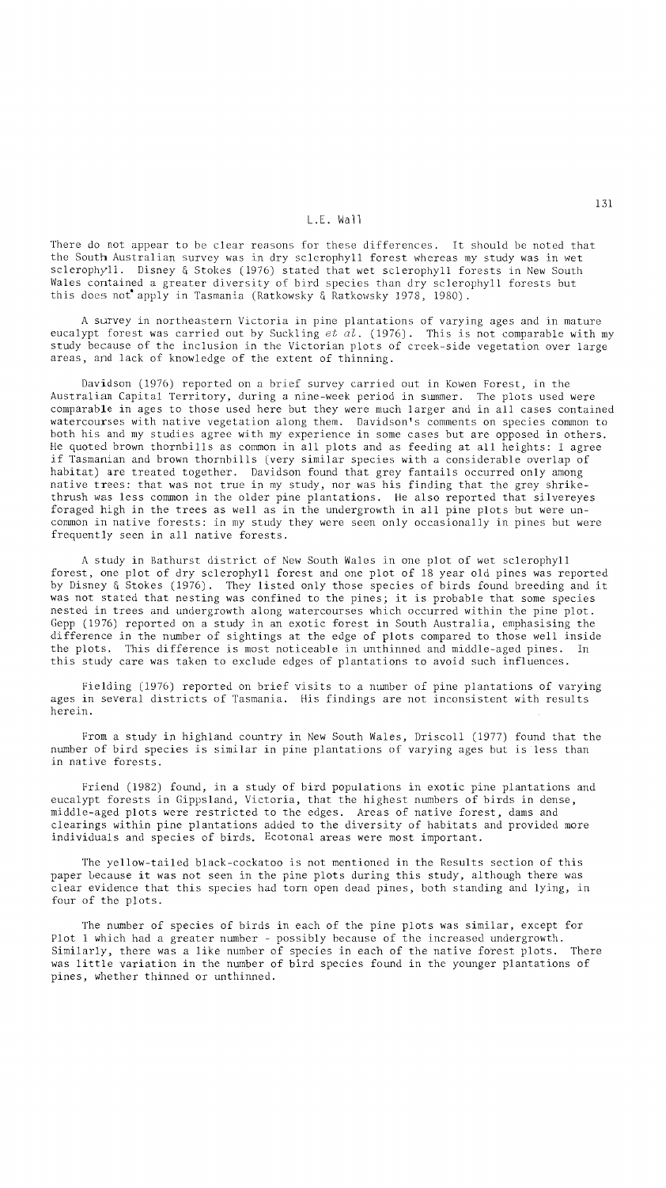There do not appear to be clear reasons for these differences. It should be noted that the South Australian survey was in dry sclerophyll forest whereas my study was in wet sclerophyll. Disney & Stokes (1976) stated that wet sclerophyll forests in New South Wales contained a greater diversity of bird species than dry sclerophyll forests but this does not apply in Tasmania (Ratkowsky & Ratkowsky 1978, 1980).

A survey in northeastern Victoria in pine plantations of varying ages and in mature eucalypt forest was carried out by Suckling *et al.* (1976). This is not comparable with my study because of the inclusion in the Victorian plots of creek-side vegetation over large areas, and lack of knowledge of the extent of thinning.

Davidson (1976) reported on a brief survey carried out in Kowen Forest, in the Australian Capital Territory, during a nine-week period in summer. The plots used were comparable in ages to those used here but they were much larger and in all cases contained watercourses with native vegetation along them. Davidson's comments on species common to both his and my studies agree with my experience in some cases but are opposed in others. He quoted brown thornbills as common in all plots and as feeding at all heights: I agree if Tasmanian and brown thornbills (very similar species with a considerable overlap of habitat) are treated together. Davidson found that grey fantails occurred only among native trees: that was not true in my study, nor was his finding that the grey shrike-thrush was less common in the older pine plantations. He also reported that silvereyes foraged high in the trees as well as in the undergrowth in all pine plots but were uncommon in native forests: in my study they were seen only occasionally in pines but were frequently seen in all native forests.

A study in Bathurst district of New South Wales in one plot of wet sclerophyll forest, one plot of dry sclerophyll forest and one plot of 18 year old pines was reported by Disney & Stokes (1976). They listed only those species of birds found breeding and it was not stated that nesting was confined to the pines; it is probable that some species nested in trees and undergrowth along watercourses which occurred within the pine plot. Gepp (1976) reported on a study in an exotic forest in South Australia, emphasising the difference in the number of sightings at the edge of plots compared to those well inside the plots. This difference is most noticeable in unthinned and middle-aged pines. In this study care was taken to exclude edges of plantations to avoid such influences.

Fielding (1976) reported on brief visits to a number of pine plantations of varying ages in several districts of Tasmania. His findings are not inconsistent with results herein.

From a study in highland country in New South Wales, Driscoll (1977) found that the number of bird species is similar in pine plantations of varying ages but is less than in native forests.

Friend (1982) found, in a study of bird populations in exotic pine plantations and eucalypt forests in Gippsland, Victoria, that the highest numbers of birds in dense, middle-aged plots were restricted to the edges. Areas of native forest, dams and clearings within pine plantations added to the diversity of habitats and provided more individuals and species of birds. Ecotonal areas were most important.

The yellow-tailed black-cockatoo is not mentioned in the Results section of this paper because it was not seen in the pine plots during this study, although there was clear evidence that this species had torn open dead pines, both standing and lying, in four of the plots.

The number of species of birds in each of the pine plots was similar, except for Plot 1 which had a greater number - possibly because of the increased undergrowth. Similarly, there was a like number of species in each of the native forest plots. There was little variation in the number of bird species found in the younger plantations of pines, whether thinned or unthinned.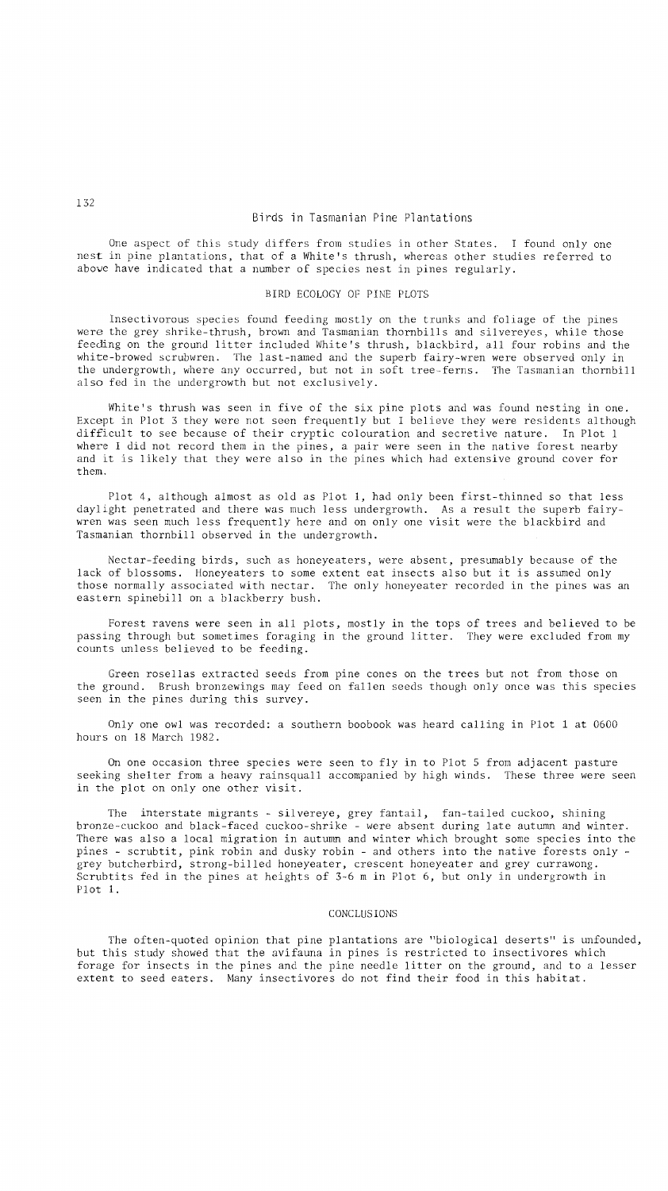One aspect of this study differs from studies in other States. I found only one nest in pine plantations, that of a White's thrush, whereas other studies referred to above have indicated that a number of species nest in pines regularly.

## BIRD ECOLOGY OF PINE PLOTS

Insectivorous species found feeding mostly on the trunks and foliage of the pines were the grey shrike-thrush, brown and Tasmanian thornbills and silvereyes, while those feeding on the ground litter included White's thrush, blackbird, all four robins and the white-browed scrubwren. The last-named and the superb fairy-wren were observed only in the undergrowth, where any occurred, but not in soft tree-ferns. The Tasmanian thornbill also fed in the undergrowth but not exclusively.

White's thrush was seen in five of the six pine plots and was found nesting in one. Except in Plot 3 they were not seen frequently but I believe they were residents although difficult to see because of their cryptic colouration and secretive nature. In Plot 1 where I did not record them in the pines, a pair were seen in the native forest nearby and it is likely that they were also in the pines which had extensive ground cover for them.

Plot 4, although almost as old as Plot 1, had only been first-thinned so that less daylight penetrated and there was much less undergrowth. As a result the superb fairy-wren was seen much less frequently here and on only one visit were the blackbird and Tasmanian thornbill observed in the undergrowth.

Nectar-feeding birds, such as honeyeaters, were absent, presumably because of the lack of blossoms. Honeyeaters to some extent eat insects also but it is assumed only those normally associated with nectar. The only honeyeater recorded in the pines was an eastern spinebill on a blackberry bush.

Forest ravens were seen in all plots, mostly in the tops of trees and believed to be passing through but sometimes foraging in the ground litter. They were excluded from my counts unless believed to be feeding.

Green rosellas extracted seeds from pine cones on the trees but not from those on the ground. Brush bronzewings may feed on fallen seeds though only once was this species seen in the pines during this survey.

Only one owl was recorded: a southern boobook was heard calling in Plot 1 at 0600 hours on 18 March 1982.

On one occasion three species were seen to fly in to Plot 5 from adjacent pasture seeking shelter from a heavy rainsquall accompanied by high winds. These three were seen in the plot on only one other visit.

The interstate migrants - silvereye, grey fantail, fan-tailed cuckoo, shining bronze-cuckoo and black-faced cuckoo-shrike - were absent during late autumn and winter. There was also a local migration in autumn and winter which brought some species into the pines - scrubtit, pink robin and dusky robin - and others into the native forests only - grey butcherbird, strong-billed honeyeater, crescent honeyeater and grey currawong. Scrubtits fed in the pines at heights of 3-6 m in Plot 6, but only in undergrowth in Plot 1.

## CONCLUSIONS

The often-quoted opinion that pine plantations are "biological deserts" is unfounded, but this study showed that the avifauna in pines is restricted to insectivores which forage for insects in the pines and the pine needle litter on the ground, and to a lesser extent to seed eaters. Many insectivores do not find their food in this habitat.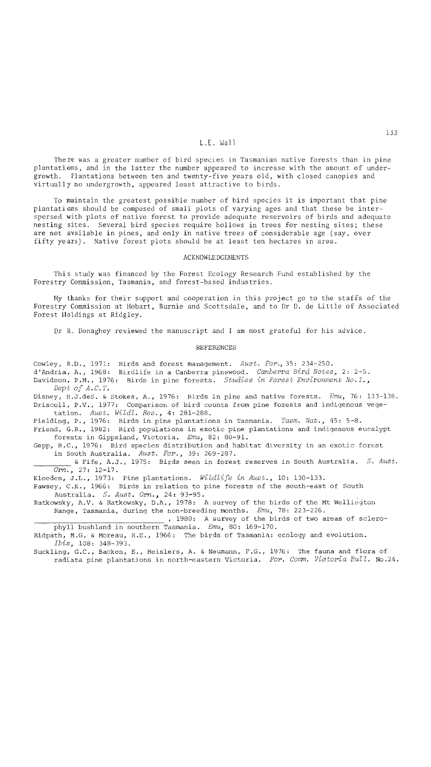There was a greater number of bird species in Tasmanian native forests than in pine plantations, and in the latter the number appeared to increase with the amount of undergrowth. Plantations between ten and twenty-five years old, with closed canopies and virtually no undergrowth, appeared least attractive to birds.

To maintain the greatest possible number of bird species it is important that pine plantations should be composed of small plots of varying ages and that these be interspersed with plots of native forest to provide adequate reservoirs of birds and adequate nesting sites. Several bird species require hollows in trees for nesting sites; these are not available in pines, and only in native trees of considerable age (say, over fifty years). Native forest plots should be at least ten hectares in area.

## ACKNOWLEDGEMENTS

This study was financed by the Forest Ecology Research Fund established by the Forestry Commission, Tasmania, and forest-based industries.

My thanks for their support and cooperation in this project go to the staffs of the Forestry Commission at Hobart, Burnie and Scottsdale, and to Dr D. de Little of Associated Forest Holdings at Ridgley.

Dr R. Donaghey reviewed the manuscript and I am most grateful for his advice.

## REFERENCES

Cowley, R.D., 1971: Birds and forest management. *Aust. For.*, 35: 234-250.

d'Andria, A., 1968: Birdlife in a Canberra pinewood. *Canberra Bird Notes*, 2: 2-5.

Davidson, P.M., 1976: Birds in pine forests. *Studies in Forest Environment No.1., Dept of A.C.T.*

Disney, H.J.deS. & Stokes, A., 1976: Birds in pine and native forests. *Emu*, 76: 133-138.

Driscoll, P.V., 1977: Comparison of bird counts from pine forests and indigenous vegetation. *Aust. Wildl. Res.*, 4: 281-288.

Fielding, P., 1976: Birds in pine plantations in Tasmania. *Tasm. Nat.*, 45: 5-8.

Friend, G.R., 1982: Bird populations in exotic pine plantations and indigenous eucalypt forests in Gippsland, Victoria. *Emu*, 82: 80-91.

Gepp, B.C., 1976: Bird species distribution and habitat diversity in an exotic forest in South Australia. *Aust. For.*, 39: 269-287.

\_\_\_\_\_\_\_\_ & Fife, A.J., 1975: Birds seen in forest reserves in South Australia. *S. Aust. Orn.*, 27: 12-17.

Kloeden, J.L., 1973: Pine plantations. *Wildlife in Aust.*, 10: 130-133.

Pawsey, C.K., 1966: Birds in relation to pine forests of the south-east of South Australia. *S. Aust. Orn.*, 24: 93-95.

Ratkowsky, A.V. & Ratkowsky, D.A., 1978: A survey of the birds of the Mt Wellington Range, Tasmania, during the non-breeding months. *Emu*, 78: 223-226.

\_\_\_\_\_\_\_\_\_\_\_\_\_\_\_\_, 1980: A survey of the birds of two areas of sclerophyll bushland in southern Tasmania. *Emu*, 80: 169-170.

Ridpath, M.G. & Moreau, R.E., 1966: The birds of Tasmania: ecology and evolution. *Ibis*, 108: 348-393.

Suckling, G.C., Backen, E., Heislers, A. & Neumann, F.G., 1976: The fauna and flora of radiata pine plantations in north-eastern Victoria. *For. Comm. Victoria Bull.* No.24.